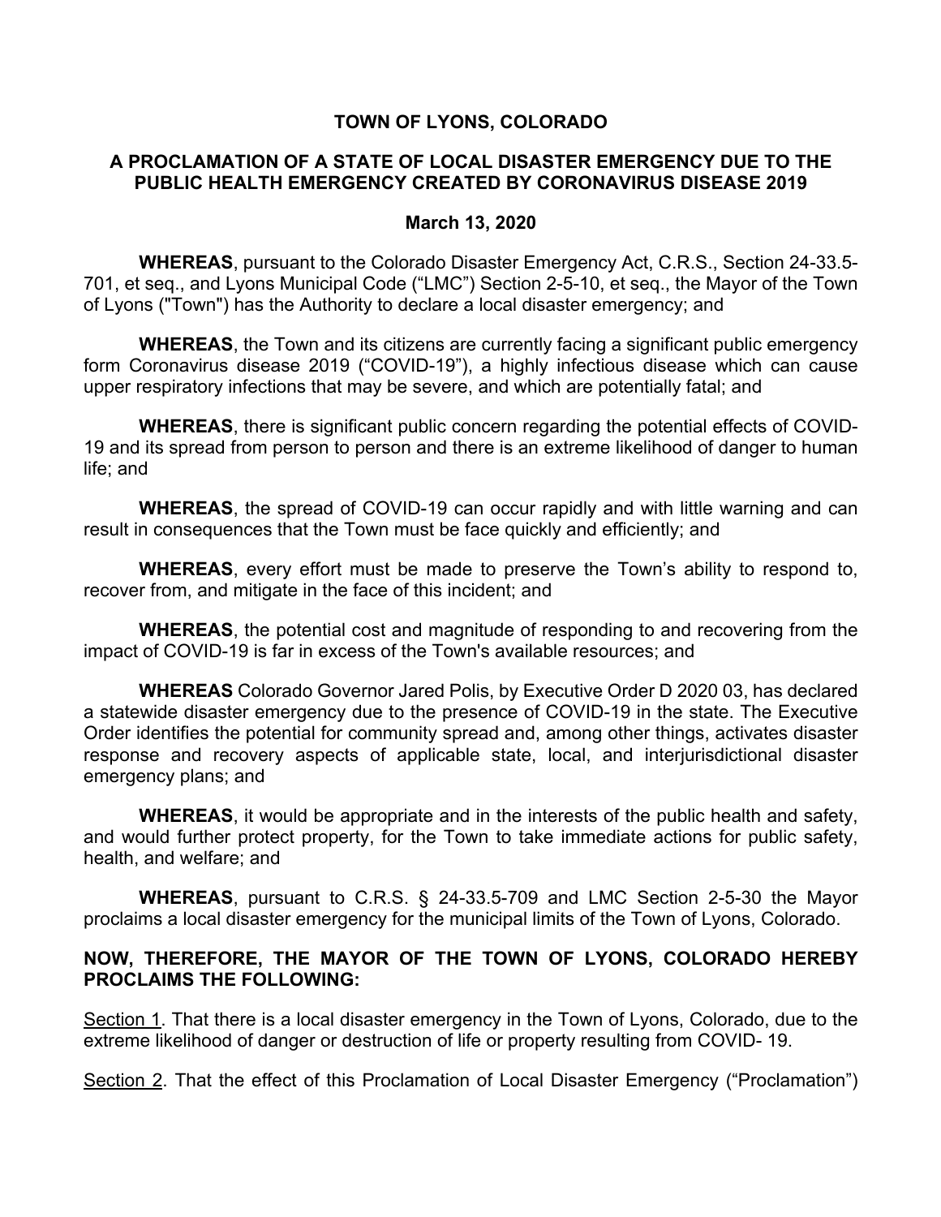# TOWN OF LYONS, COLORADO

## A PROCLAMATION OF A STATE OF LOCAL DISASTER EMERGENCY DUE TO THE PUBLIC HEALTH EMERGENCY CREATED BY CORONAVIRUS DISEASE 2019

**March 13, 2020**

**WHEREAS**, pursuant to the Colorado Disaster Emergency Act, C.R.S., Section 24-33.5-701, et seq., and Lyons Municipal Code ("LMC") Section 2-5-10, et seq., the Mayor of the Town of Lyons ("Town") has the Authority to declare a local disaster emergency; and

**WHEREAS**, the Town and its citizens are currently facing a significant public emergency form Coronavirus disease 2019 ("COVID-19"), a highly infectious disease which can cause upper respiratory infections that may be severe, and which are potentially fatal; and

**WHEREAS**, there is significant public concern regarding the potential effects of COVID-19 and its spread from person to person and there is an extreme likelihood of danger to human life; and

**WHEREAS**, the spread of COVID-19 can occur rapidly and with little warning and can result in consequences that the Town must be face quickly and efficiently; and

**WHEREAS**, every effort must be made to preserve the Town's ability to respond to, recover from, and mitigate in the face of this incident; and

**WHEREAS**, the potential cost and magnitude of responding to and recovering from the impact of COVID-19 is far in excess of the Town's available resources; and

**WHEREAS** Colorado Governor Jared Polis, by Executive Order D 2020 03, has declared a statewide disaster emergency due to the presence of COVID-19 in the state. The Executive Order identifies the potential for community spread and, among other things, activates disaster response and recovery aspects of applicable state, local, and interjurisdictional disaster emergency plans; and

**WHEREAS**, it would be appropriate and in the interests of the public health and safety, and would further protect property, for the Town to take immediate actions for public safety, health, and welfare; and

**WHEREAS**, pursuant to C.R.S. § 24-33.5-709 and LMC Section 2-5-30 the Mayor proclaims a local disaster emergency for the municipal limits of the Town of Lyons, Colorado.

**NOW, THEREFORE, THE MAYOR OF THE TOWN OF LYONS, COLORADO HEREBY PROCLAIMS THE FOLLOWING:**

<u>Section 1</u>. That there is a local disaster emergency in the Town of Lyons, Colorado, due to the extreme likelihood of danger or destruction of life or property resulting from COVID- 19.

<u>Section 2</u>. That the effect of this Proclamation of Local Disaster Emergency ("Proclamation")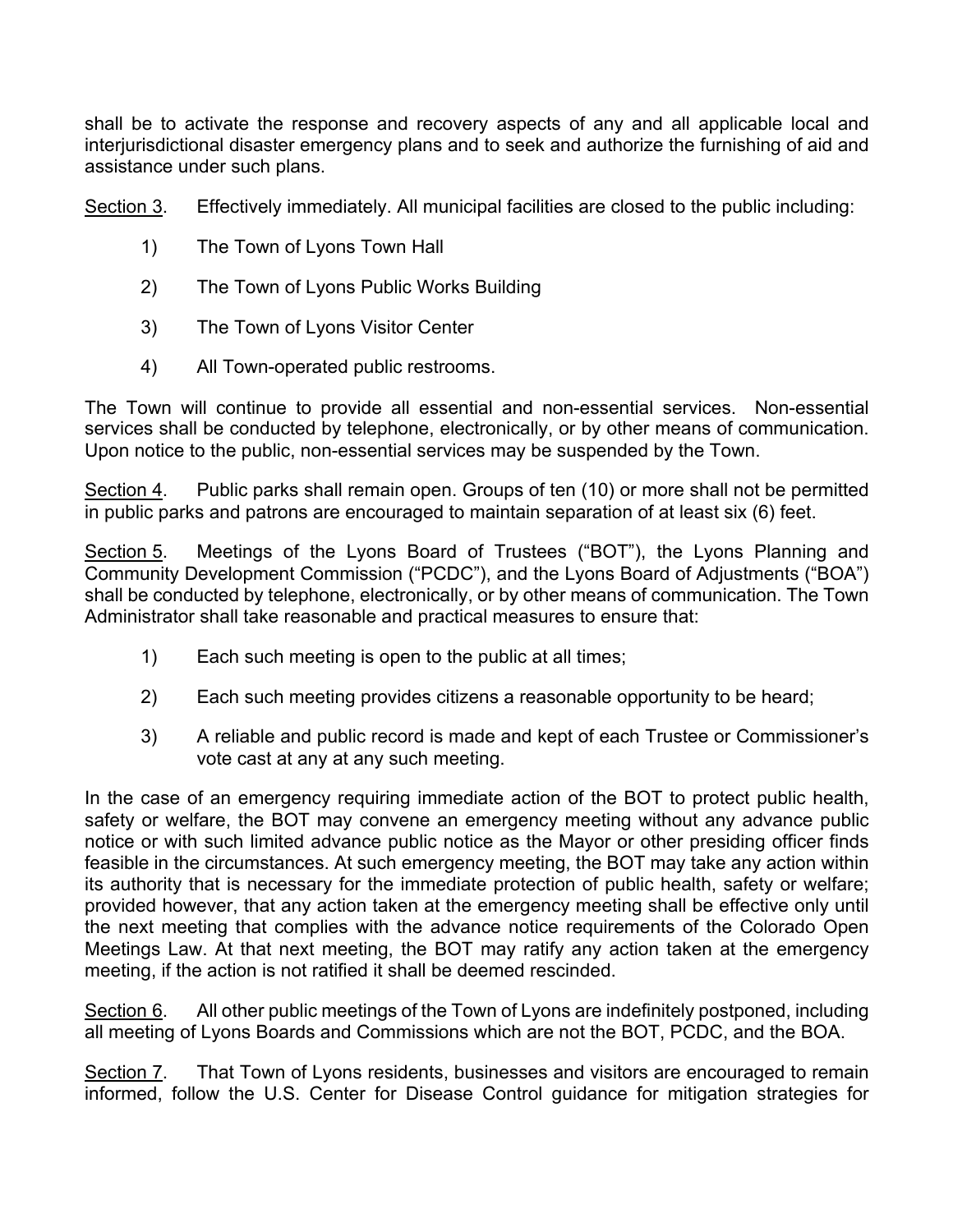shall be to activate the response and recovery aspects of any and all applicable local and interjurisdictional disaster emergency plans and to seek and authorize the furnishing of aid and assistance under such plans.

<u>Section 3</u>. Effectively immediately. All municipal facilities are closed to the public including:

1) The Town of Lyons Town Hall

2) The Town of Lyons Public Works Building

3) The Town of Lyons Visitor Center

4) All Town-operated public restrooms.

The Town will continue to provide all essential and non-essential services. Non-essential services shall be conducted by telephone, electronically, or by other means of communication. Upon notice to the public, non-essential services may be suspended by the Town.

<u>Section 4</u>. Public parks shall remain open. Groups of ten (10) or more shall not be permitted in public parks and patrons are encouraged to maintain separation of at least six (6) feet.

<u>Section 5</u>. Meetings of the Lyons Board of Trustees ("BOT"), the Lyons Planning and Community Development Commission ("PCDC"), and the Lyons Board of Adjustments ("BOA") shall be conducted by telephone, electronically, or by other means of communication. The Town Administrator shall take reasonable and practical measures to ensure that:

1) Each such meeting is open to the public at all times;

2) Each such meeting provides citizens a reasonable opportunity to be heard;

3) A reliable and public record is made and kept of each Trustee or Commissioner's vote cast at any at any such meeting.

In the case of an emergency requiring immediate action of the BOT to protect public health, safety or welfare, the BOT may convene an emergency meeting without any advance public notice or with such limited advance public notice as the Mayor or other presiding officer finds feasible in the circumstances. At such emergency meeting, the BOT may take any action within its authority that is necessary for the immediate protection of public health, safety or welfare; provided however, that any action taken at the emergency meeting shall be effective only until the next meeting that complies with the advance notice requirements of the Colorado Open Meetings Law. At that next meeting, the BOT may ratify any action taken at the emergency meeting, if the action is not ratified it shall be deemed rescinded.

<u>Section 6</u>. All other public meetings of the Town of Lyons are indefinitely postponed, including all meeting of Lyons Boards and Commissions which are not the BOT, PCDC, and the BOA.

<u>Section 7</u>. That Town of Lyons residents, businesses and visitors are encouraged to remain informed, follow the U.S. Center for Disease Control guidance for mitigation strategies for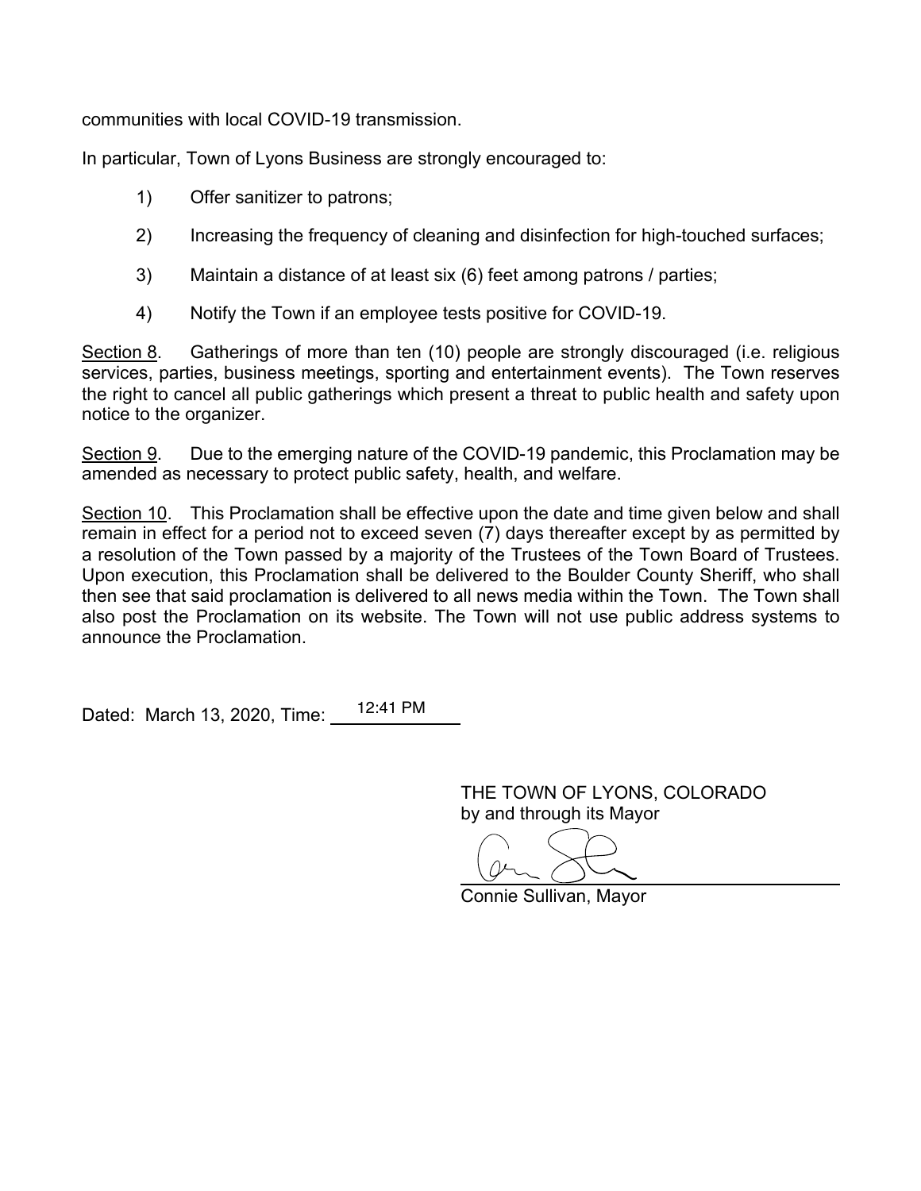communities with local COVID-19 transmission.

In particular, Town of Lyons Business are strongly encouraged to:

1) Offer sanitizer to patrons;

2) Increasing the frequency of cleaning and disinfection for high-touched surfaces;

3) Maintain a distance of at least six (6) feet among patrons / parties;

4) Notify the Town if an employee tests positive for COVID-19.

Section 8. Gatherings of more than ten (10) people are strongly discouraged (i.e. religious services, parties, business meetings, sporting and entertainment events). The Town reserves the right to cancel all public gatherings which present a threat to public health and safety upon notice to the organizer.

Section 9. Due to the emerging nature of the COVID-19 pandemic, this Proclamation may be amended as necessary to protect public safety, health, and welfare.

Section 10. This Proclamation shall be effective upon the date and time given below and shall remain in effect for a period not to exceed seven (7) days thereafter except by as permitted by a resolution of the Town passed by a majority of the Trustees of the Town Board of Trustees. Upon execution, this Proclamation shall be delivered to the Boulder County Sheriff, who shall then see that said proclamation is delivered to all news media within the Town. The Town shall also post the Proclamation on its website. The Town will not use public address systems to announce the Proclamation.

Dated: March 13, 2020, Time: 12:41 PM

THE TOWN OF LYONS, COLORADO
by and through its Mayor

Connie Sullivan, Mayor